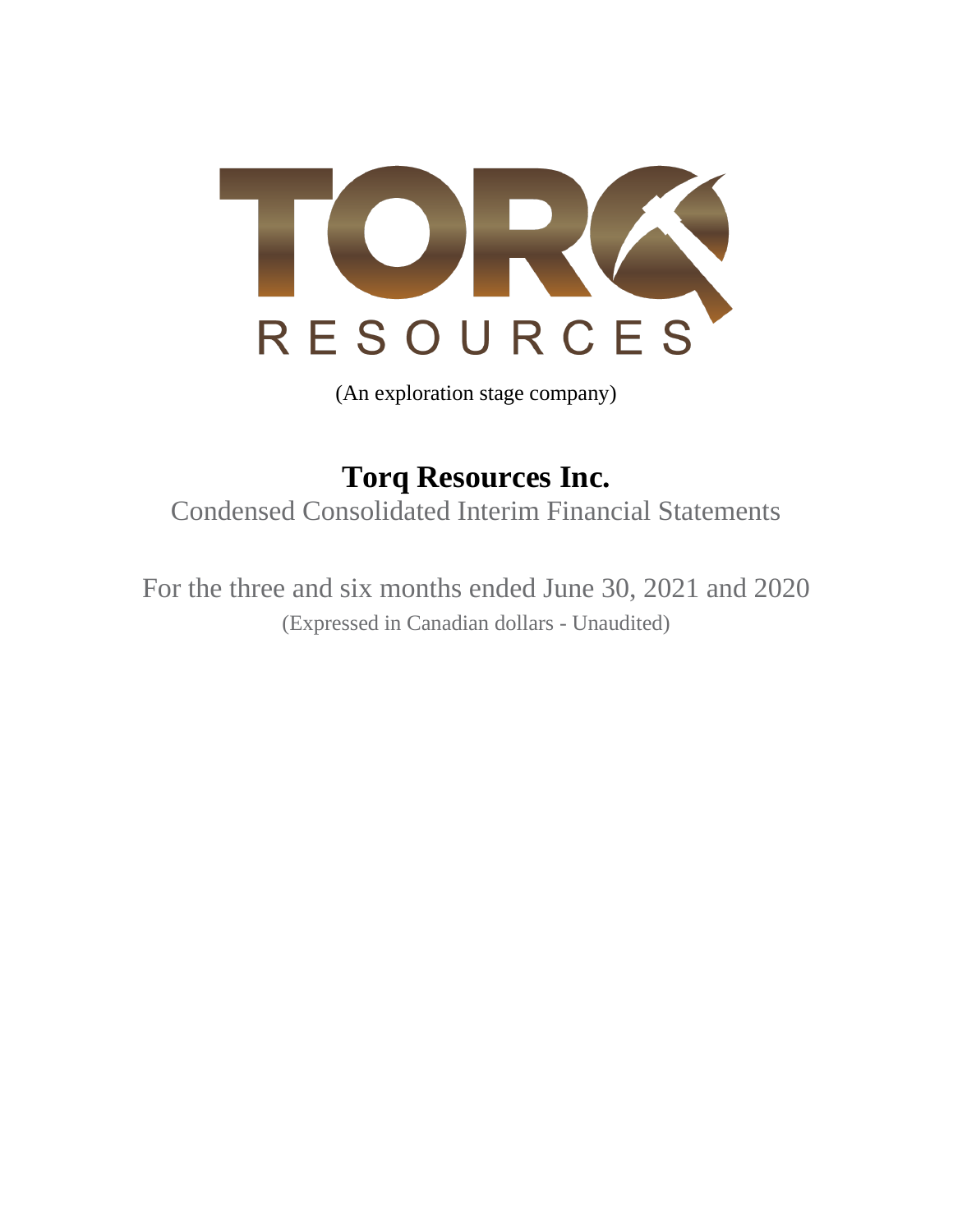TORQ

RESOURCES

(An exploration stage company)

# Torq Resources Inc.

Condensed Consolidated Interim Financial Statements

For the three and six months ended June 30, 2021 and 2020

(Expressed in Canadian dollars - Unaudited)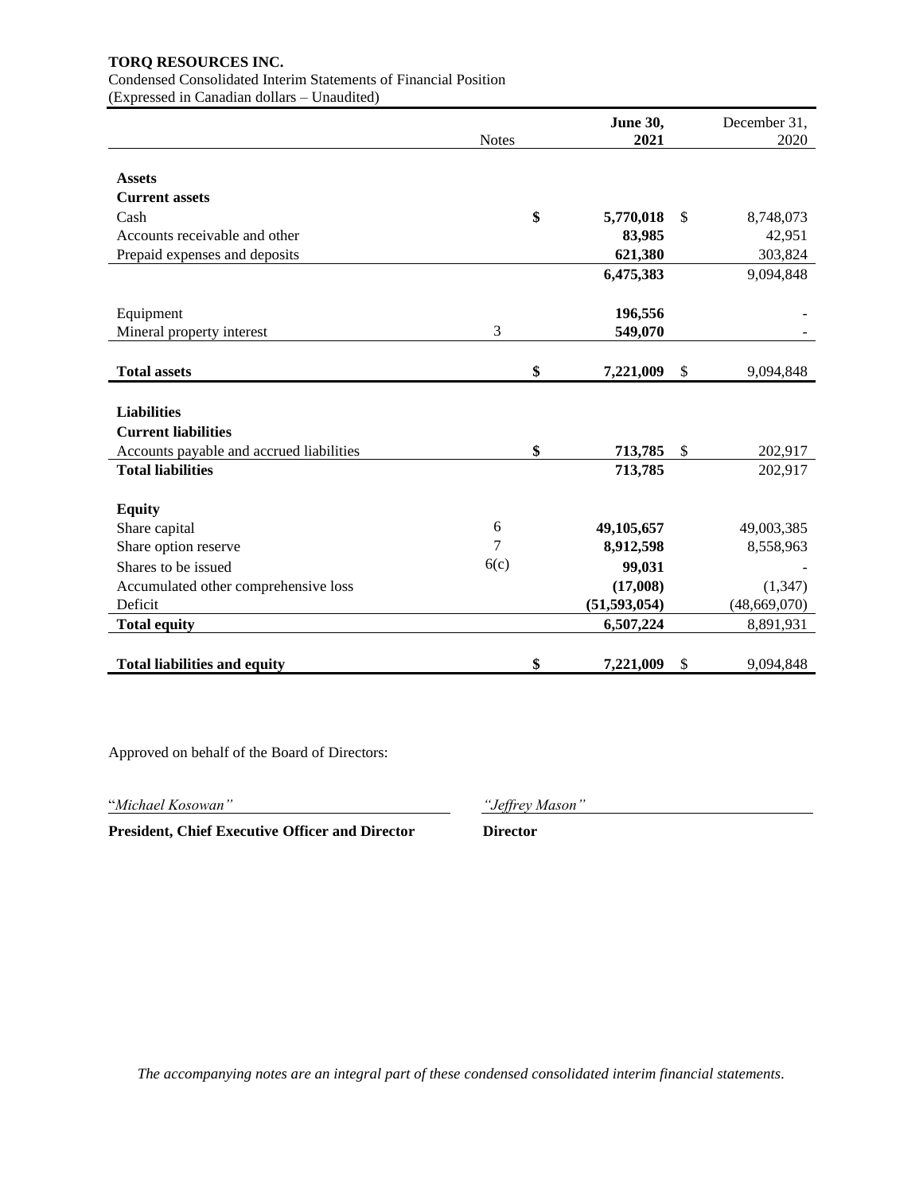**TORQ RESOURCES INC.**
Condensed Consolidated Interim Statements of Financial Position
(Expressed in Canadian dollars – Unaudited)

| | Notes | **June 30, 2021** | December 31, 2020 |
|---|---|---|---|
| **Assets** | | | |
| **Current assets** | | | |
| Cash | | **$ 5,770,018** | $ 8,748,073 |
| Accounts receivable and other | | **83,985** | 42,951 |
| Prepaid expenses and deposits | | **621,380** | 303,824 |
| | | **6,475,383** | 9,094,848 |
| Equipment | | **196,556** | - |
| Mineral property interest | 3 | **549,070** | - |
| **Total assets** | | **$ 7,221,009** | $ 9,094,848 |
| **Liabilities** | | | |
| **Current liabilities** | | | |
| Accounts payable and accrued liabilities | | **$ 713,785** | $ 202,917 |
| **Total liabilities** | | **713,785** | 202,917 |
| **Equity** | | | |
| Share capital | 6 | **49,105,657** | 49,003,385 |
| Share option reserve | 7 | **8,912,598** | 8,558,963 |
| Shares to be issued | 6(c) | **99,031** | - |
| Accumulated other comprehensive loss | | **(17,008)** | (1,347) |
| Deficit | | **(51,593,054)** | (48,669,070) |
| **Total equity** | | **6,507,224** | 8,891,931 |
| **Total liabilities and equity** | | **$ 7,221,009** | $ 9,094,848 |

Approved on behalf of the Board of Directors:

"*Michael Kosowan"* — **President, Chief Executive Officer and Director**

*"Jeffrey Mason"* — **Director**

*The accompanying notes are an integral part of these condensed consolidated interim financial statements.*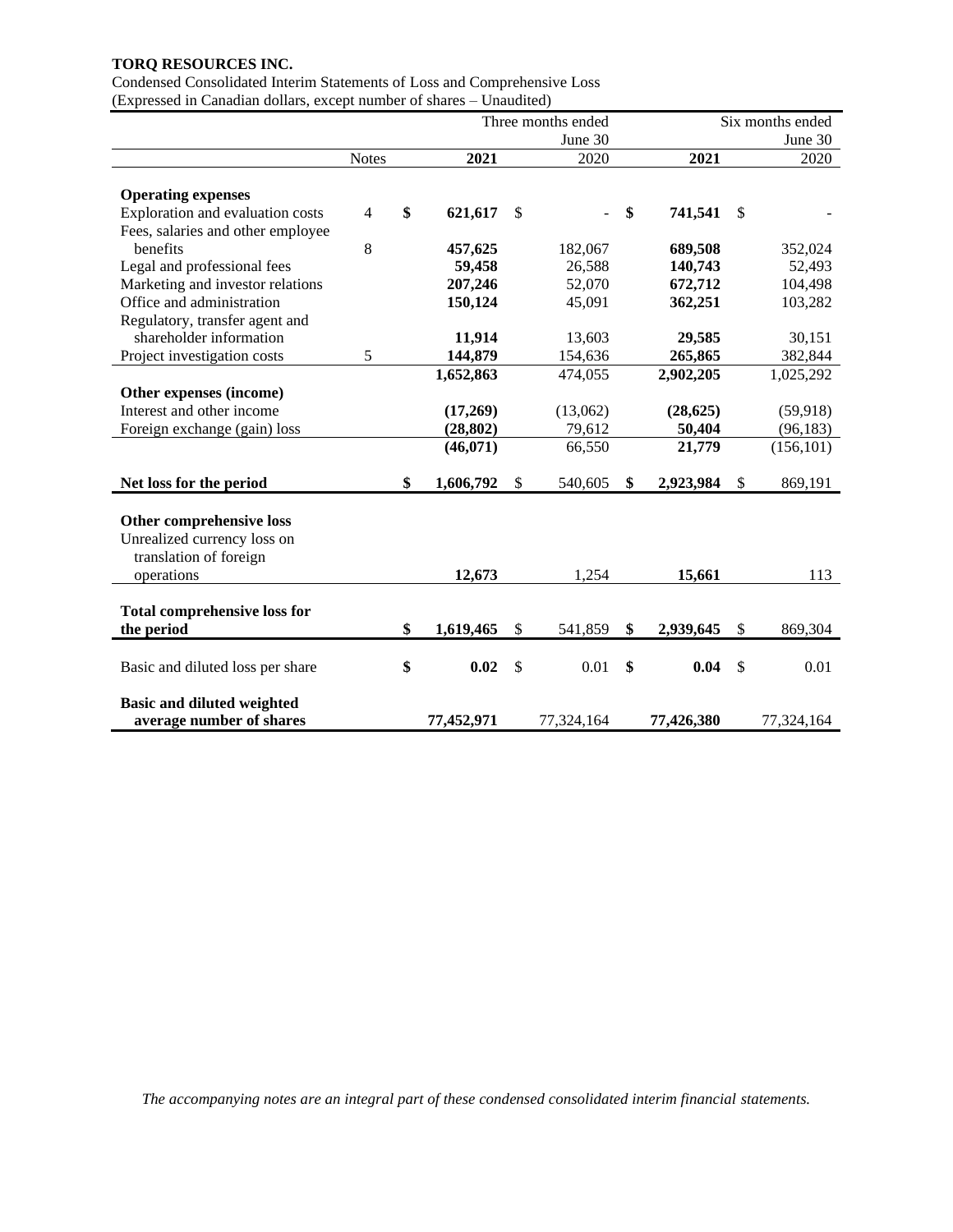**TORQ RESOURCES INC.**

Condensed Consolidated Interim Statements of Loss and Comprehensive Loss
(Expressed in Canadian dollars, except number of shares – Unaudited)

| | Notes | Three months ended June 30 2021 | Three months ended June 30 2020 | Six months ended June 30 2021 | Six months ended June 30 2020 |
|---|---|---|---|---|---|
| **Operating expenses** | | | | | |
| Exploration and evaluation costs | 4 | **$ 621,617** | $ - | **$ 741,541** | $ - |
| Fees, salaries and other employee benefits | 8 | **457,625** | 182,067 | **689,508** | 352,024 |
| Legal and professional fees | | **59,458** | 26,588 | **140,743** | 52,493 |
| Marketing and investor relations | | **207,246** | 52,070 | **672,712** | 104,498 |
| Office and administration | | **150,124** | 45,091 | **362,251** | 103,282 |
| Regulatory, transfer agent and shareholder information | | **11,914** | 13,603 | **29,585** | 30,151 |
| Project investigation costs | 5 | **144,879** | 154,636 | **265,865** | 382,844 |
| | | **1,652,863** | 474,055 | **2,902,205** | 1,025,292 |
| **Other expenses (income)** | | | | | |
| Interest and other income | | **(17,269)** | (13,062) | **(28,625)** | (59,918) |
| Foreign exchange (gain) loss | | **(28,802)** | 79,612 | **50,404** | (96,183) |
| | | **(46,071)** | 66,550 | **21,779** | (156,101) |
| **Net loss for the period** | | **$ 1,606,792** | $ 540,605 | **$ 2,923,984** | $ 869,191 |
| **Other comprehensive loss** | | | | | |
| Unrealized currency loss on translation of foreign operations | | **12,673** | 1,254 | **15,661** | 113 |
| **Total comprehensive loss for the period** | | **$ 1,619,465** | $ 541,859 | **$ 2,939,645** | $ 869,304 |
| Basic and diluted loss per share | | **$ 0.02** | $ 0.01 | **$ 0.04** | $ 0.01 |
| **Basic and diluted weighted average number of shares** | | **77,452,971** | 77,324,164 | **77,426,380** | 77,324,164 |

*The accompanying notes are an integral part of these condensed consolidated interim financial statements.*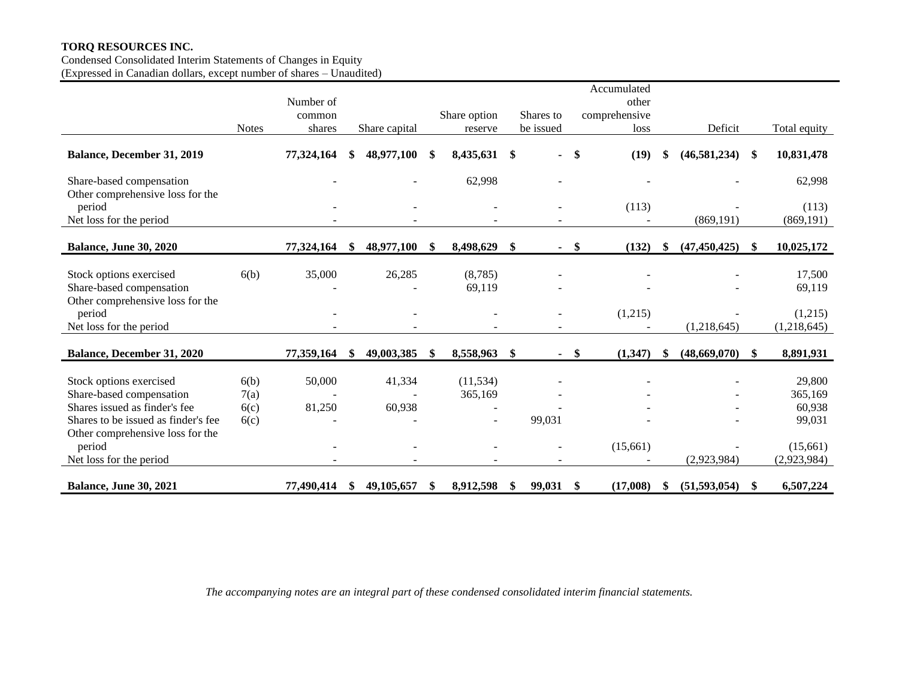**TORQ RESOURCES INC.**
Condensed Consolidated Interim Statements of Changes in Equity
(Expressed in Canadian dollars, except number of shares – Unaudited)

| | Notes | Number of common shares | Share capital | Share option reserve | Shares to be issued | Accumulated other comprehensive loss | Deficit | Total equity |
|---|---|---|---|---|---|---|---|---|
| **Balance, December 31, 2019** | | **77,324,164** | **$ 48,977,100** | **$ 8,435,631** | **$ -** | **$ (19)** | **$ (46,581,234)** | **$ 10,831,478** |
| Share-based compensation | | - | - | 62,998 | - | - | - | 62,998 |
| Other comprehensive loss for the period | | - | - | - | - | (113) | - | (113) |
| Net loss for the period | | - | - | - | - | - | (869,191) | (869,191) |
| **Balance, June 30, 2020** | | **77,324,164** | **$ 48,977,100** | **$ 8,498,629** | **$ -** | **$ (132)** | **$ (47,450,425)** | **$ 10,025,172** |
| Stock options exercised | 6(b) | 35,000 | 26,285 | (8,785) | - | - | - | 17,500 |
| Share-based compensation | | - | - | 69,119 | - | - | - | 69,119 |
| Other comprehensive loss for the period | | - | - | - | - | (1,215) | - | (1,215) |
| Net loss for the period | | - | - | - | - | - | (1,218,645) | (1,218,645) |
| **Balance, December 31, 2020** | | **77,359,164** | **$ 49,003,385** | **$ 8,558,963** | **$ -** | **$ (1,347)** | **$ (48,669,070)** | **$ 8,891,931** |
| Stock options exercised | 6(b) | 50,000 | 41,334 | (11,534) | - | - | - | 29,800 |
| Share-based compensation | 7(a) | - | - | 365,169 | - | - | - | 365,169 |
| Shares issued as finder's fee | 6(c) | 81,250 | 60,938 | - | - | - | - | 60,938 |
| Shares to be issued as finder's fee | 6(c) | - | - | - | 99,031 | - | - | 99,031 |
| Other comprehensive loss for the period | | - | - | - | - | (15,661) | - | (15,661) |
| Net loss for the period | | - | - | - | - | - | (2,923,984) | (2,923,984) |
| **Balance, June 30, 2021** | | **77,490,414** | **$ 49,105,657** | **$ 8,912,598** | **$ 99,031** | **$ (17,008)** | **$ (51,593,054)** | **$ 6,507,224** |

*The accompanying notes are an integral part of these condensed consolidated interim financial statements.*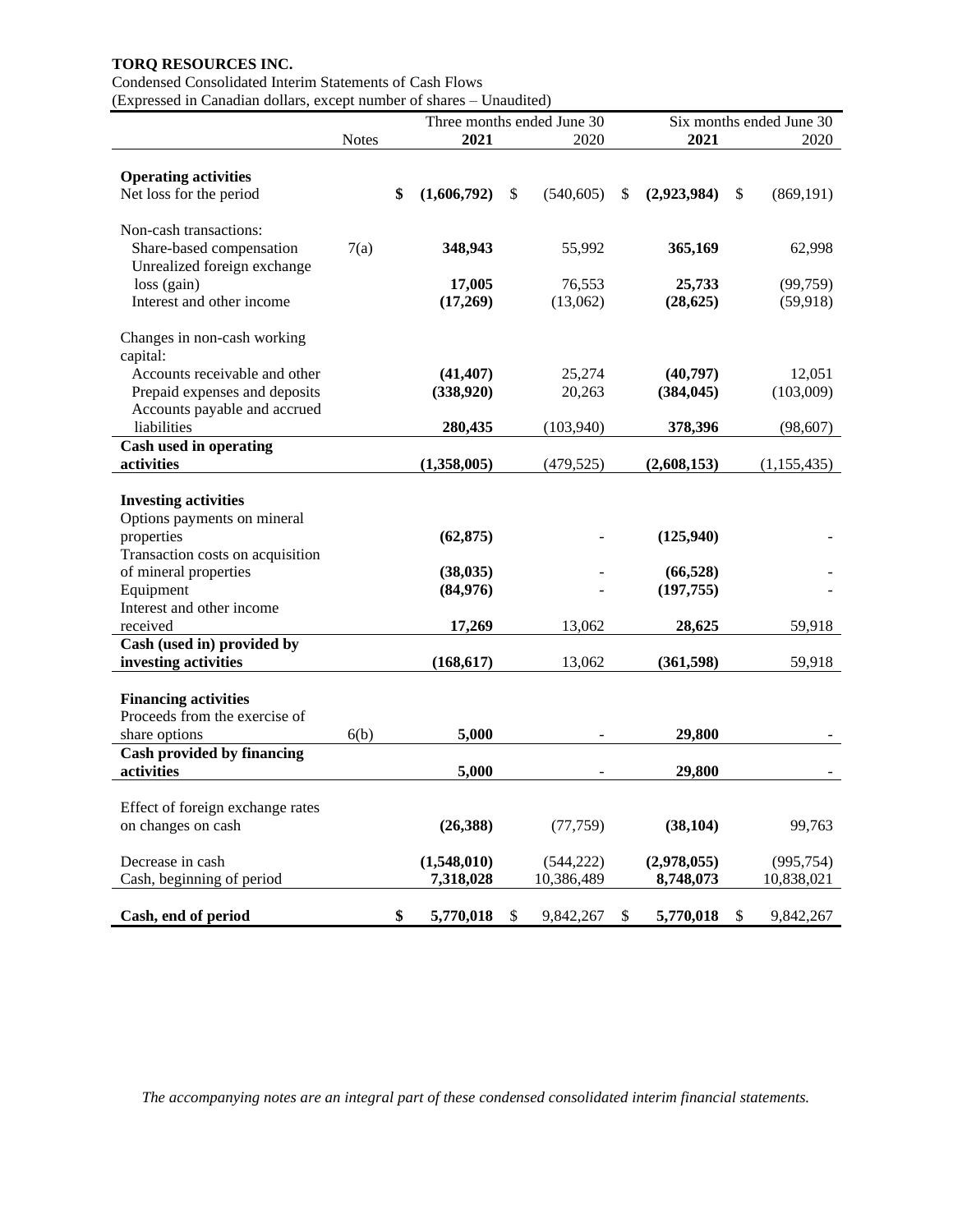**TORQ RESOURCES INC.**

Condensed Consolidated Interim Statements of Cash Flows

(Expressed in Canadian dollars, except number of shares – Unaudited)

| | Notes | Three months ended June 30 | | Six months ended June 30 | |
|---|---|---|---|---|---|
| | | **2021** | 2020 | **2021** | 2020 |
| **Operating activities** | | | | | |
| Net loss for the period | | **$ (1,606,792)** | $ (540,605) | **$ (2,923,984)** | $ (869,191) |
| Non-cash transactions: | | | | | |
| Share-based compensation | 7(a) | **348,943** | 55,992 | **365,169** | 62,998 |
| Unrealized foreign exchange loss (gain) | | **17,005** | 76,553 | **25,733** | (99,759) |
| Interest and other income | | **(17,269)** | (13,062) | **(28,625)** | (59,918) |
| Changes in non-cash working capital: | | | | | |
| Accounts receivable and other | | **(41,407)** | 25,274 | **(40,797)** | 12,051 |
| Prepaid expenses and deposits | | **(338,920)** | 20,263 | **(384,045)** | (103,009) |
| Accounts payable and accrued liabilities | | **280,435** | (103,940) | **378,396** | (98,607) |
| **Cash used in operating activities** | | **(1,358,005)** | (479,525) | **(2,608,153)** | (1,155,435) |
| **Investing activities** | | | | | |
| Options payments on mineral properties | | **(62,875)** | - | **(125,940)** | - |
| Transaction costs on acquisition of mineral properties | | **(38,035)** | - | **(66,528)** | - |
| Equipment | | **(84,976)** | - | **(197,755)** | - |
| Interest and other income received | | **17,269** | 13,062 | **28,625** | 59,918 |
| **Cash (used in) provided by investing activities** | | **(168,617)** | 13,062 | **(361,598)** | 59,918 |
| **Financing activities** | | | | | |
| Proceeds from the exercise of share options | 6(b) | **5,000** | - | **29,800** | - |
| **Cash provided by financing activities** | | **5,000** | - | **29,800** | - |
| Effect of foreign exchange rates on changes on cash | | **(26,388)** | (77,759) | **(38,104)** | 99,763 |
| Decrease in cash | | **(1,548,010)** | (544,222) | **(2,978,055)** | (995,754) |
| Cash, beginning of period | | **7,318,028** | 10,386,489 | **8,748,073** | 10,838,021 |
| **Cash, end of period** | | **$ 5,770,018** | $ 9,842,267 | **$ 5,770,018** | $ 9,842,267 |

*The accompanying notes are an integral part of these condensed consolidated interim financial statements.*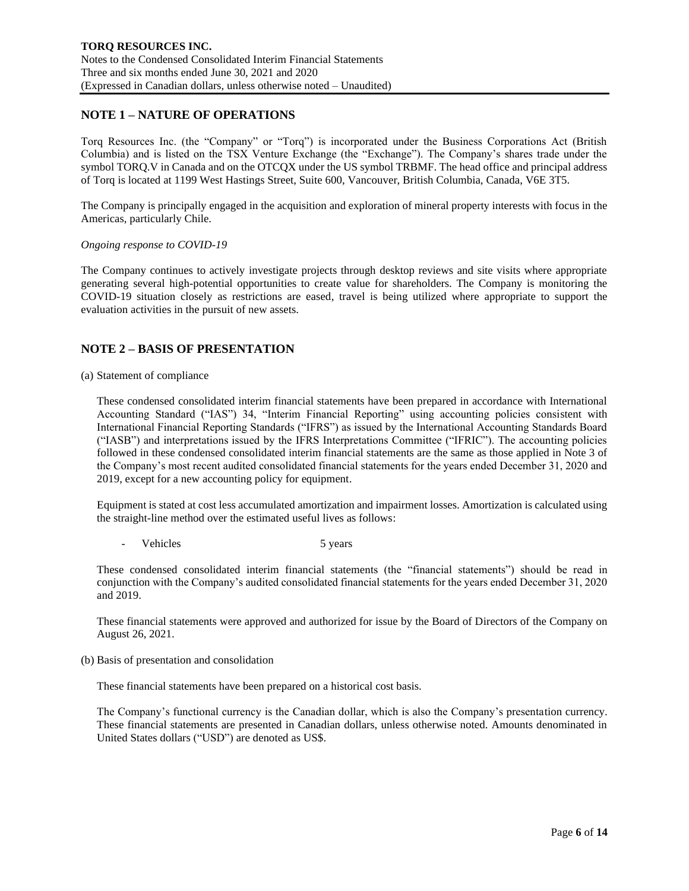## NOTE 1 – NATURE OF OPERATIONS

Torq Resources Inc. (the "Company" or "Torq") is incorporated under the Business Corporations Act (British Columbia) and is listed on the TSX Venture Exchange (the "Exchange"). The Company's shares trade under the symbol TORQ.V in Canada and on the OTCQX under the US symbol TRBMF. The head office and principal address of Torq is located at 1199 West Hastings Street, Suite 600, Vancouver, British Columbia, Canada, V6E 3T5.

The Company is principally engaged in the acquisition and exploration of mineral property interests with focus in the Americas, particularly Chile.

*Ongoing response to COVID-19*

The Company continues to actively investigate projects through desktop reviews and site visits where appropriate generating several high-potential opportunities to create value for shareholders. The Company is monitoring the COVID-19 situation closely as restrictions are eased, travel is being utilized where appropriate to support the evaluation activities in the pursuit of new assets.

## NOTE 2 – BASIS OF PRESENTATION

(a) Statement of compliance

These condensed consolidated interim financial statements have been prepared in accordance with International Accounting Standard ("IAS") 34, "Interim Financial Reporting" using accounting policies consistent with International Financial Reporting Standards ("IFRS") as issued by the International Accounting Standards Board ("IASB") and interpretations issued by the IFRS Interpretations Committee ("IFRIC"). The accounting policies followed in these condensed consolidated interim financial statements are the same as those applied in Note 3 of the Company's most recent audited consolidated financial statements for the years ended December 31, 2020 and 2019, except for a new accounting policy for equipment.

Equipment is stated at cost less accumulated amortization and impairment losses. Amortization is calculated using the straight-line method over the estimated useful lives as follows:

- Vehicles 5 years

These condensed consolidated interim financial statements (the "financial statements") should be read in conjunction with the Company's audited consolidated financial statements for the years ended December 31, 2020 and 2019.

These financial statements were approved and authorized for issue by the Board of Directors of the Company on August 26, 2021.

(b) Basis of presentation and consolidation

These financial statements have been prepared on a historical cost basis.

The Company's functional currency is the Canadian dollar, which is also the Company's presentation currency. These financial statements are presented in Canadian dollars, unless otherwise noted. Amounts denominated in United States dollars ("USD") are denoted as US$.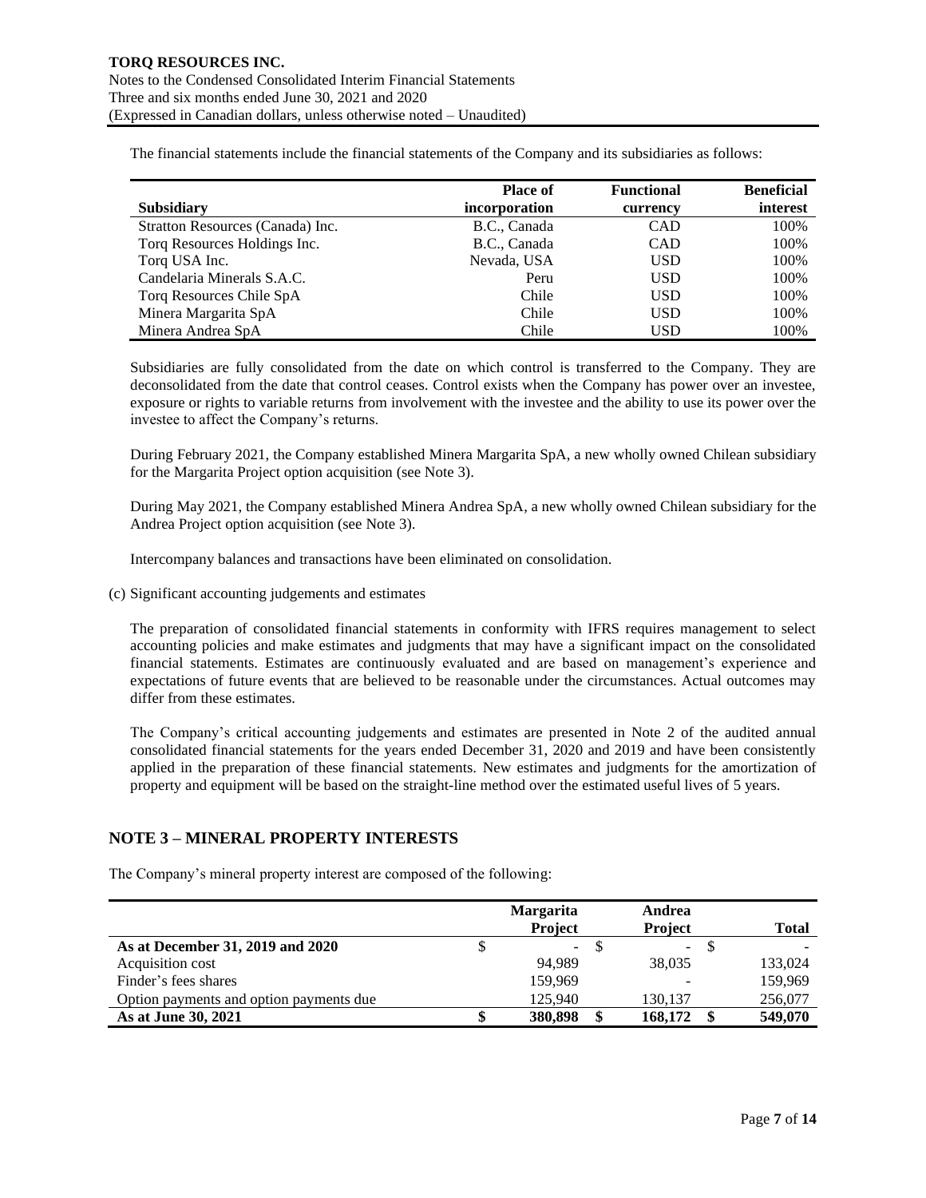The financial statements include the financial statements of the Company and its subsidiaries as follows:

| Subsidiary | Place of incorporation | Functional currency | Beneficial interest |
|---|---|---|---|
| Stratton Resources (Canada) Inc. | B.C., Canada | CAD | 100% |
| Torq Resources Holdings Inc. | B.C., Canada | CAD | 100% |
| Torq USA Inc. | Nevada, USA | USD | 100% |
| Candelaria Minerals S.A.C. | Peru | USD | 100% |
| Torq Resources Chile SpA | Chile | USD | 100% |
| Minera Margarita SpA | Chile | USD | 100% |
| Minera Andrea SpA | Chile | USD | 100% |

Subsidiaries are fully consolidated from the date on which control is transferred to the Company. They are deconsolidated from the date that control ceases. Control exists when the Company has power over an investee, exposure or rights to variable returns from involvement with the investee and the ability to use its power over the investee to affect the Company's returns.

During February 2021, the Company established Minera Margarita SpA, a new wholly owned Chilean subsidiary for the Margarita Project option acquisition (see Note 3).

During May 2021, the Company established Minera Andrea SpA, a new wholly owned Chilean subsidiary for the Andrea Project option acquisition (see Note 3).

Intercompany balances and transactions have been eliminated on consolidation.

(c) Significant accounting judgements and estimates

The preparation of consolidated financial statements in conformity with IFRS requires management to select accounting policies and make estimates and judgments that may have a significant impact on the consolidated financial statements. Estimates are continuously evaluated and are based on management's experience and expectations of future events that are believed to be reasonable under the circumstances. Actual outcomes may differ from these estimates.

The Company's critical accounting judgements and estimates are presented in Note 2 of the audited annual consolidated financial statements for the years ended December 31, 2020 and 2019 and have been consistently applied in the preparation of these financial statements. New estimates and judgments for the amortization of property and equipment will be based on the straight-line method over the estimated useful lives of 5 years.

## NOTE 3 – MINERAL PROPERTY INTERESTS

The Company's mineral property interest are composed of the following:

| | Margarita Project | Andrea Project | Total |
|---|---|---|---|
| **As at December 31, 2019 and 2020** | $ - | $ - | $ - |
| Acquisition cost | 94,989 | 38,035 | 133,024 |
| Finder's fees shares | 159,969 | - | 159,969 |
| Option payments and option payments due | 125,940 | 130,137 | 256,077 |
| **As at June 30, 2021** | **$ 380,898** | **$ 168,172** | **$ 549,070** |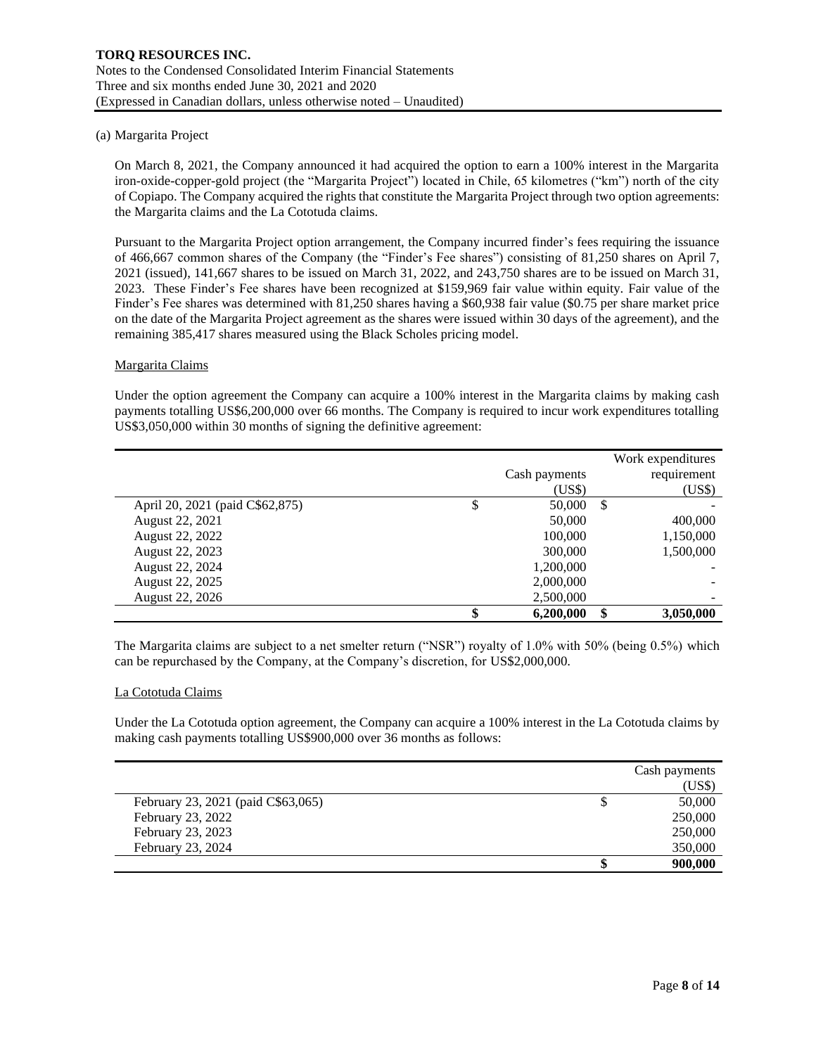(a) Margarita Project

On March 8, 2021, the Company announced it had acquired the option to earn a 100% interest in the Margarita iron-oxide-copper-gold project (the "Margarita Project") located in Chile, 65 kilometres ("km") north of the city of Copiapo. The Company acquired the rights that constitute the Margarita Project through two option agreements: the Margarita claims and the La Cototuda claims.

Pursuant to the Margarita Project option arrangement, the Company incurred finder's fees requiring the issuance of 466,667 common shares of the Company (the "Finder's Fee shares") consisting of 81,250 shares on April 7, 2021 (issued), 141,667 shares to be issued on March 31, 2022, and 243,750 shares are to be issued on March 31, 2023. These Finder's Fee shares have been recognized at $159,969 fair value within equity. Fair value of the Finder's Fee shares was determined with 81,250 shares having a $60,938 fair value ($0.75 per share market price on the date of the Margarita Project agreement as the shares were issued within 30 days of the agreement), and the remaining 385,417 shares measured using the Black Scholes pricing model.

Margarita Claims

Under the option agreement the Company can acquire a 100% interest in the Margarita claims by making cash payments totalling US$6,200,000 over 66 months. The Company is required to incur work expenditures totalling US$3,050,000 within 30 months of signing the definitive agreement:

| | Cash payments (US$) | Work expenditures requirement (US$) |
|---|---|---|
| April 20, 2021 (paid C$62,875) | $ 50,000 | $ - |
| August 22, 2021 | 50,000 | 400,000 |
| August 22, 2022 | 100,000 | 1,150,000 |
| August 22, 2023 | 300,000 | 1,500,000 |
| August 22, 2024 | 1,200,000 | - |
| August 22, 2025 | 2,000,000 | - |
| August 22, 2026 | 2,500,000 | - |
| | **$ 6,200,000** | **$ 3,050,000** |

The Margarita claims are subject to a net smelter return ("NSR") royalty of 1.0% with 50% (being 0.5%) which can be repurchased by the Company, at the Company's discretion, for US$2,000,000.

La Cototuda Claims

Under the La Cototuda option agreement, the Company can acquire a 100% interest in the La Cototuda claims by making cash payments totalling US$900,000 over 36 months as follows:

| | Cash payments (US$) |
|---|---|
| February 23, 2021 (paid C$63,065) | $ 50,000 |
| February 23, 2022 | 250,000 |
| February 23, 2023 | 250,000 |
| February 23, 2024 | 350,000 |
| | **$ 900,000** |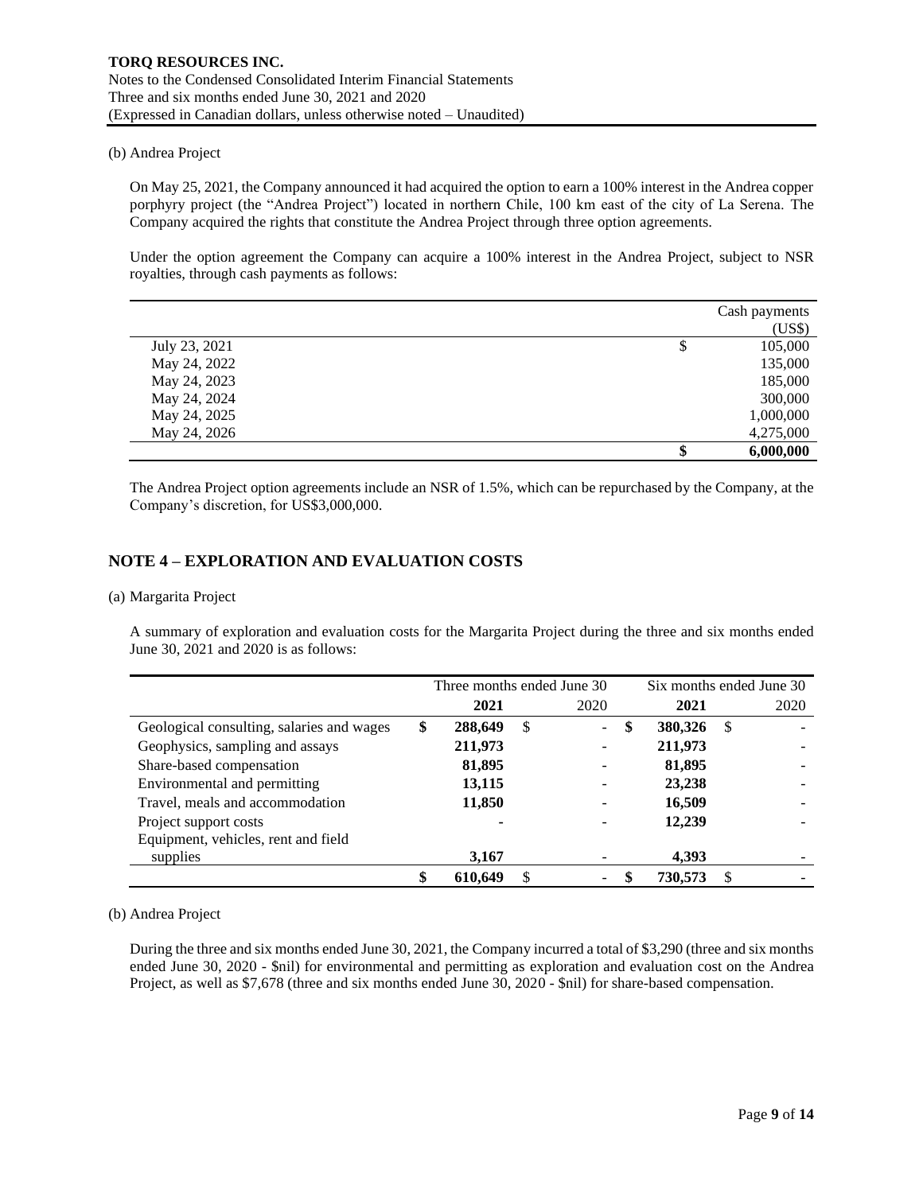(b) Andrea Project

On May 25, 2021, the Company announced it had acquired the option to earn a 100% interest in the Andrea copper porphyry project (the "Andrea Project") located in northern Chile, 100 km east of the city of La Serena. The Company acquired the rights that constitute the Andrea Project through three option agreements.

Under the option agreement the Company can acquire a 100% interest in the Andrea Project, subject to NSR royalties, through cash payments as follows:

| | | Cash payments (US$) |
|---|---|---|
| July 23, 2021 | $ | 105,000 |
| May 24, 2022 | | 135,000 |
| May 24, 2023 | | 185,000 |
| May 24, 2024 | | 300,000 |
| May 24, 2025 | | 1,000,000 |
| May 24, 2026 | | 4,275,000 |
| | **$** | **6,000,000** |

The Andrea Project option agreements include an NSR of 1.5%, which can be repurchased by the Company, at the Company's discretion, for US$3,000,000.

## NOTE 4 – EXPLORATION AND EVALUATION COSTS

(a) Margarita Project

A summary of exploration and evaluation costs for the Margarita Project during the three and six months ended June 30, 2021 and 2020 is as follows:

| | Three months ended June 30 | | | | Six months ended June 30 | | | |
|---|---|---|---|---|---|---|---|---|
| | | **2021** | | 2020 | | **2021** | | 2020 |
| Geological consulting, salaries and wages | **$** | **288,649** | $ | - | **$** | **380,326** | $ | - |
| Geophysics, sampling and assays | | **211,973** | | - | | **211,973** | | - |
| Share-based compensation | | **81,895** | | - | | **81,895** | | - |
| Environmental and permitting | | **13,115** | | - | | **23,238** | | - |
| Travel, meals and accommodation | | **11,850** | | - | | **16,509** | | - |
| Project support costs | | **-** | | - | | **12,239** | | - |
| Equipment, vehicles, rent and field supplies | | **3,167** | | - | | **4,393** | | - |
| | **$** | **610,649** | $ | - | **$** | **730,573** | $ | - |

(b) Andrea Project

During the three and six months ended June 30, 2021, the Company incurred a total of $3,290 (three and six months ended June 30, 2020 - $nil) for environmental and permitting as exploration and evaluation cost on the Andrea Project, as well as $7,678 (three and six months ended June 30, 2020 - $nil) for share-based compensation.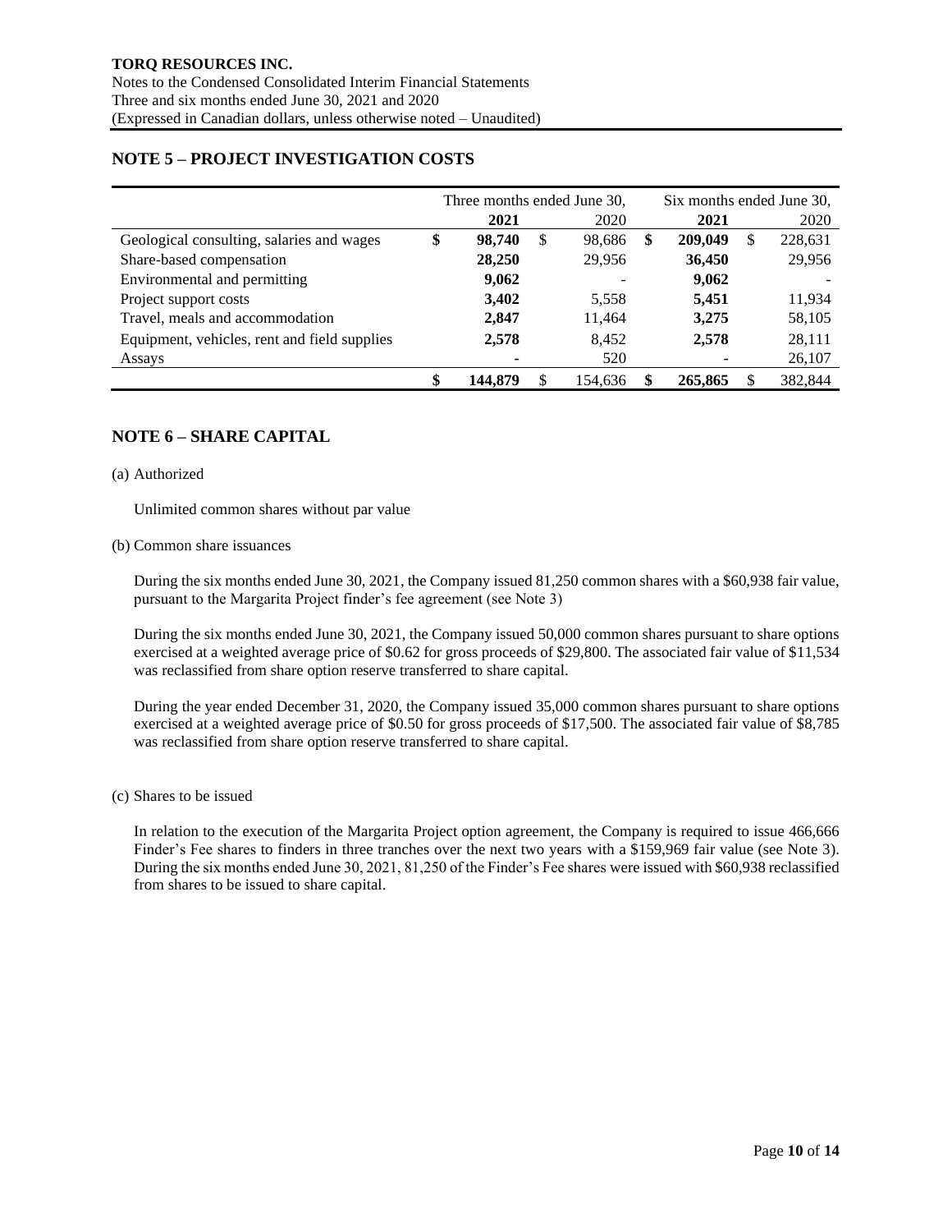## NOTE 5 – PROJECT INVESTIGATION COSTS

| | Three months ended June 30, | | Six months ended June 30, | |
|---|---|---|---|---|
| | **2021** | 2020 | **2021** | 2020 |
| Geological consulting, salaries and wages | **$ 98,740** | $ 98,686 | **$ 209,049** | $ 228,631 |
| Share-based compensation | **28,250** | 29,956 | **36,450** | 29,956 |
| Environmental and permitting | **9,062** | - | **9,062** | - |
| Project support costs | **3,402** | 5,558 | **5,451** | 11,934 |
| Travel, meals and accommodation | **2,847** | 11,464 | **3,275** | 58,105 |
| Equipment, vehicles, rent and field supplies | **2,578** | 8,452 | **2,578** | 28,111 |
| Assays | **-** | 520 | **-** | 26,107 |
| | **$ 144,879** | $ 154,636 | **$ 265,865** | $ 382,844 |

## NOTE 6 – SHARE CAPITAL

(a) Authorized

Unlimited common shares without par value

(b) Common share issuances

During the six months ended June 30, 2021, the Company issued 81,250 common shares with a $60,938 fair value, pursuant to the Margarita Project finder's fee agreement (see Note 3)

During the six months ended June 30, 2021, the Company issued 50,000 common shares pursuant to share options exercised at a weighted average price of $0.62 for gross proceeds of $29,800. The associated fair value of $11,534 was reclassified from share option reserve transferred to share capital.

During the year ended December 31, 2020, the Company issued 35,000 common shares pursuant to share options exercised at a weighted average price of $0.50 for gross proceeds of $17,500. The associated fair value of $8,785 was reclassified from share option reserve transferred to share capital.

(c) Shares to be issued

In relation to the execution of the Margarita Project option agreement, the Company is required to issue 466,666 Finder's Fee shares to finders in three tranches over the next two years with a $159,969 fair value (see Note 3). During the six months ended June 30, 2021, 81,250 of the Finder's Fee shares were issued with $60,938 reclassified from shares to be issued to share capital.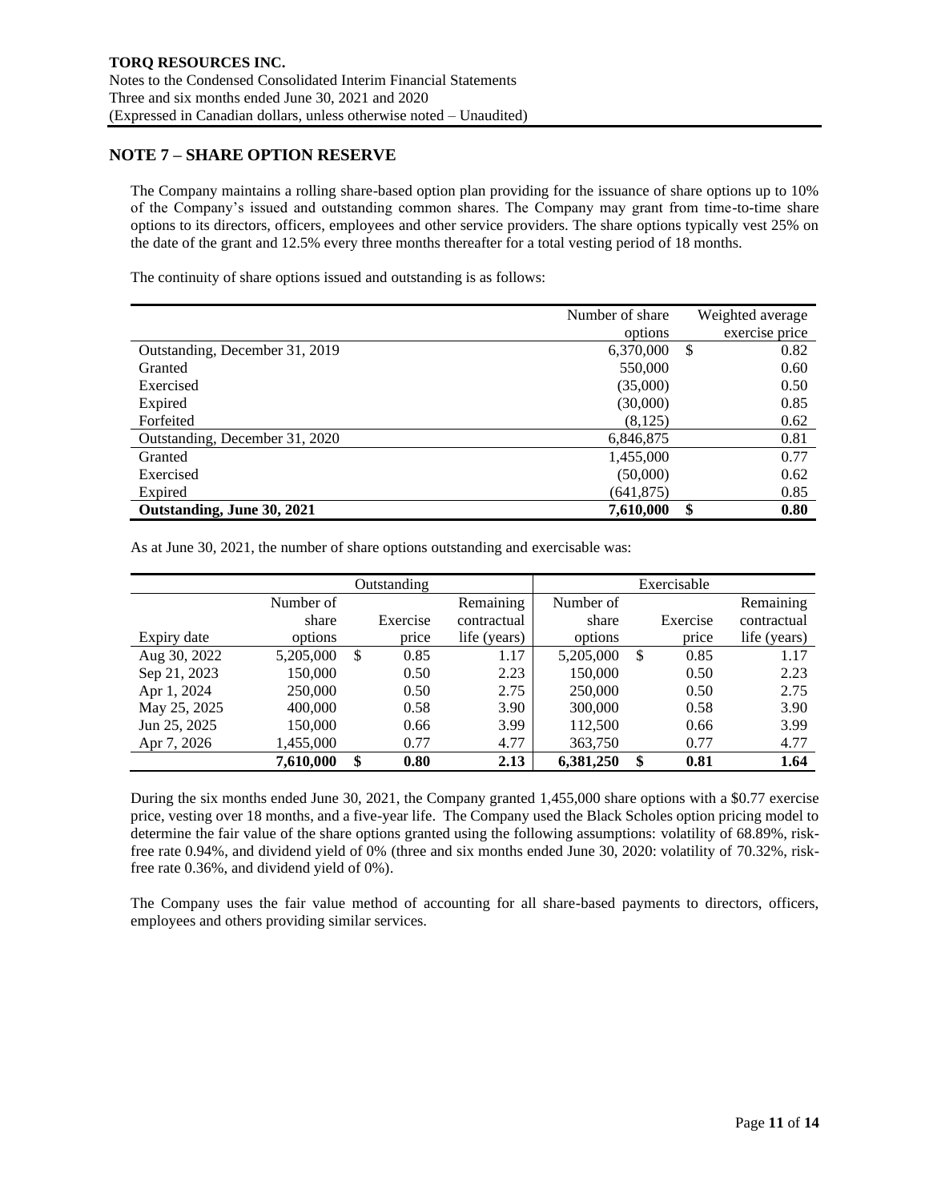## NOTE 7 – SHARE OPTION RESERVE

The Company maintains a rolling share-based option plan providing for the issuance of share options up to 10% of the Company's issued and outstanding common shares. The Company may grant from time-to-time share options to its directors, officers, employees and other service providers. The share options typically vest 25% on the date of the grant and 12.5% every three months thereafter for a total vesting period of 18 months.

The continuity of share options issued and outstanding is as follows:

| | Number of share options | Weighted average exercise price |
|---|---|---|
| Outstanding, December 31, 2019 | 6,370,000 | $ 0.82 |
| Granted | 550,000 | 0.60 |
| Exercised | (35,000) | 0.50 |
| Expired | (30,000) | 0.85 |
| Forfeited | (8,125) | 0.62 |
| Outstanding, December 31, 2020 | 6,846,875 | 0.81 |
| Granted | 1,455,000 | 0.77 |
| Exercised | (50,000) | 0.62 |
| Expired | (641,875) | 0.85 |
| **Outstanding, June 30, 2021** | **7,610,000** | **$ 0.80** |

As at June 30, 2021, the number of share options outstanding and exercisable was:

| | Outstanding | | | Exercisable | | |
|---|---|---|---|---|---|---|
| Expiry date | Number of share options | Exercise price | Remaining contractual life (years) | Number of share options | Exercise price | Remaining contractual life (years) |
| Aug 30, 2022 | 5,205,000 | $ 0.85 | 1.17 | 5,205,000 | $ 0.85 | 1.17 |
| Sep 21, 2023 | 150,000 | 0.50 | 2.23 | 150,000 | 0.50 | 2.23 |
| Apr 1, 2024 | 250,000 | 0.50 | 2.75 | 250,000 | 0.50 | 2.75 |
| May 25, 2025 | 400,000 | 0.58 | 3.90 | 300,000 | 0.58 | 3.90 |
| Jun 25, 2025 | 150,000 | 0.66 | 3.99 | 112,500 | 0.66 | 3.99 |
| Apr 7, 2026 | 1,455,000 | 0.77 | 4.77 | 363,750 | 0.77 | 4.77 |
| | **7,610,000** | **$ 0.80** | **2.13** | **6,381,250** | **$ 0.81** | **1.64** |

During the six months ended June 30, 2021, the Company granted 1,455,000 share options with a $0.77 exercise price, vesting over 18 months, and a five-year life. The Company used the Black Scholes option pricing model to determine the fair value of the share options granted using the following assumptions: volatility of 68.89%, risk-free rate 0.94%, and dividend yield of 0% (three and six months ended June 30, 2020: volatility of 70.32%, risk-free rate 0.36%, and dividend yield of 0%).

The Company uses the fair value method of accounting for all share-based payments to directors, officers, employees and others providing similar services.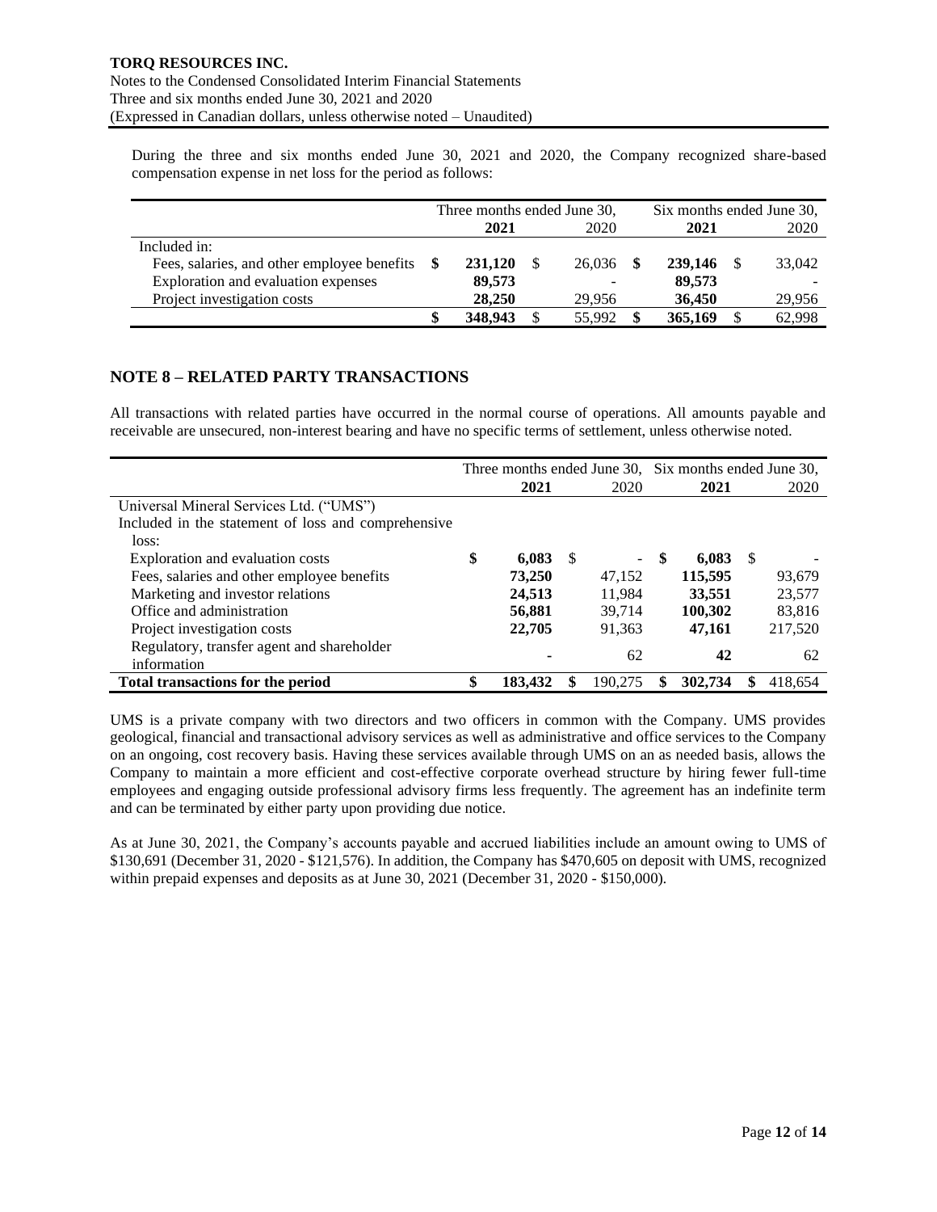During the three and six months ended June 30, 2021 and 2020, the Company recognized share-based compensation expense in net loss for the period as follows:

| | Three months ended June 30, | | Six months ended June 30, | |
|---|---|---|---|---|
| | **2021** | 2020 | **2021** | 2020 |
| Included in: | | | | |
| Fees, salaries, and other employee benefits | **$ 231,120** | $ 26,036 | **$ 239,146** | $ 33,042 |
| Exploration and evaluation expenses | **89,573** | - | **89,573** | - |
| Project investigation costs | **28,250** | 29,956 | **36,450** | 29,956 |
| | **$ 348,943** | $ 55,992 | **$ 365,169** | $ 62,998 |

## NOTE 8 – RELATED PARTY TRANSACTIONS

All transactions with related parties have occurred in the normal course of operations. All amounts payable and receivable are unsecured, non-interest bearing and have no specific terms of settlement, unless otherwise noted.

| | Three months ended June 30, | | Six months ended June 30, | |
|---|---|---|---|---|
| | **2021** | 2020 | **2021** | 2020 |
| Universal Mineral Services Ltd. ("UMS") | | | | |
| Included in the statement of loss and comprehensive loss: | | | | |
| Exploration and evaluation costs | **$ 6,083** | $ - | **$ 6,083** | $ - |
| Fees, salaries and other employee benefits | **73,250** | 47,152 | **115,595** | 93,679 |
| Marketing and investor relations | **24,513** | 11,984 | **33,551** | 23,577 |
| Office and administration | **56,881** | 39,714 | **100,302** | 83,816 |
| Project investigation costs | **22,705** | 91,363 | **47,161** | 217,520 |
| Regulatory, transfer agent and shareholder information | **-** | 62 | **42** | 62 |
| **Total transactions for the period** | **$ 183,432** | **$ 190,275** | **$ 302,734** | **$ 418,654** |

UMS is a private company with two directors and two officers in common with the Company. UMS provides geological, financial and transactional advisory services as well as administrative and office services to the Company on an ongoing, cost recovery basis. Having these services available through UMS on an as needed basis, allows the Company to maintain a more efficient and cost-effective corporate overhead structure by hiring fewer full-time employees and engaging outside professional advisory firms less frequently. The agreement has an indefinite term and can be terminated by either party upon providing due notice.

As at June 30, 2021, the Company's accounts payable and accrued liabilities include an amount owing to UMS of $130,691 (December 31, 2020 - $121,576). In addition, the Company has $470,605 on deposit with UMS, recognized within prepaid expenses and deposits as at June 30, 2021 (December 31, 2020 - $150,000).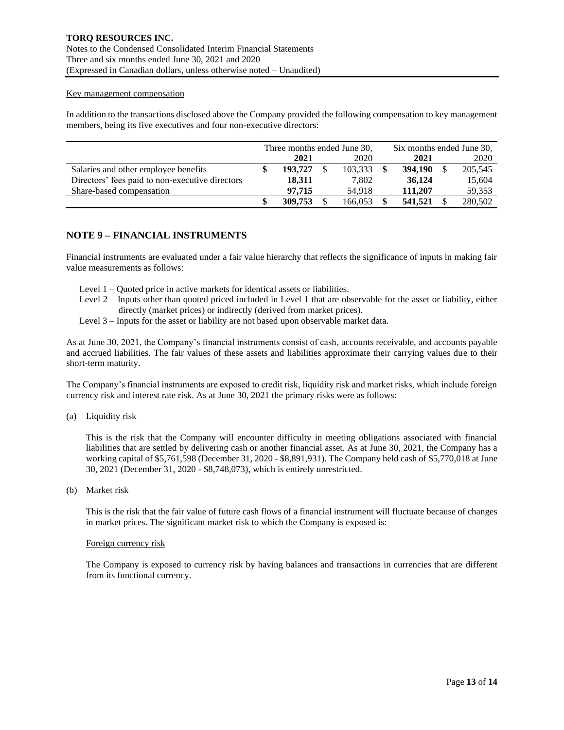Key management compensation

In addition to the transactions disclosed above the Company provided the following compensation to key management members, being its five executives and four non-executive directors:

| | Three months ended June 30, | | Six months ended June 30, | |
|---|---|---|---|---|
| | **2021** | 2020 | **2021** | 2020 |
| Salaries and other employee benefits | **$ 193,727** | $ 103,333 | **$ 394,190** | $ 205,545 |
| Directors' fees paid to non-executive directors | **18,311** | 7,802 | **36,124** | 15,604 |
| Share-based compensation | **97,715** | 54,918 | **111,207** | 59,353 |
| | **$ 309,753** | $ 166,053 | **$ 541,521** | $ 280,502 |

## NOTE 9 – FINANCIAL INSTRUMENTS

Financial instruments are evaluated under a fair value hierarchy that reflects the significance of inputs in making fair value measurements as follows:

- Level 1 – Quoted price in active markets for identical assets or liabilities.
- Level 2 – Inputs other than quoted priced included in Level 1 that are observable for the asset or liability, either directly (market prices) or indirectly (derived from market prices).
- Level 3 – Inputs for the asset or liability are not based upon observable market data.

As at June 30, 2021, the Company's financial instruments consist of cash, accounts receivable, and accounts payable and accrued liabilities. The fair values of these assets and liabilities approximate their carrying values due to their short-term maturity.

The Company's financial instruments are exposed to credit risk, liquidity risk and market risks, which include foreign currency risk and interest rate risk. As at June 30, 2021 the primary risks were as follows:

(a) Liquidity risk

This is the risk that the Company will encounter difficulty in meeting obligations associated with financial liabilities that are settled by delivering cash or another financial asset. As at June 30, 2021, the Company has a working capital of $5,761,598 (December 31, 2020 - $8,891,931). The Company held cash of $5,770,018 at June 30, 2021 (December 31, 2020 - $8,748,073), which is entirely unrestricted.

(b) Market risk

This is the risk that the fair value of future cash flows of a financial instrument will fluctuate because of changes in market prices. The significant market risk to which the Company is exposed is:

Foreign currency risk

The Company is exposed to currency risk by having balances and transactions in currencies that are different from its functional currency.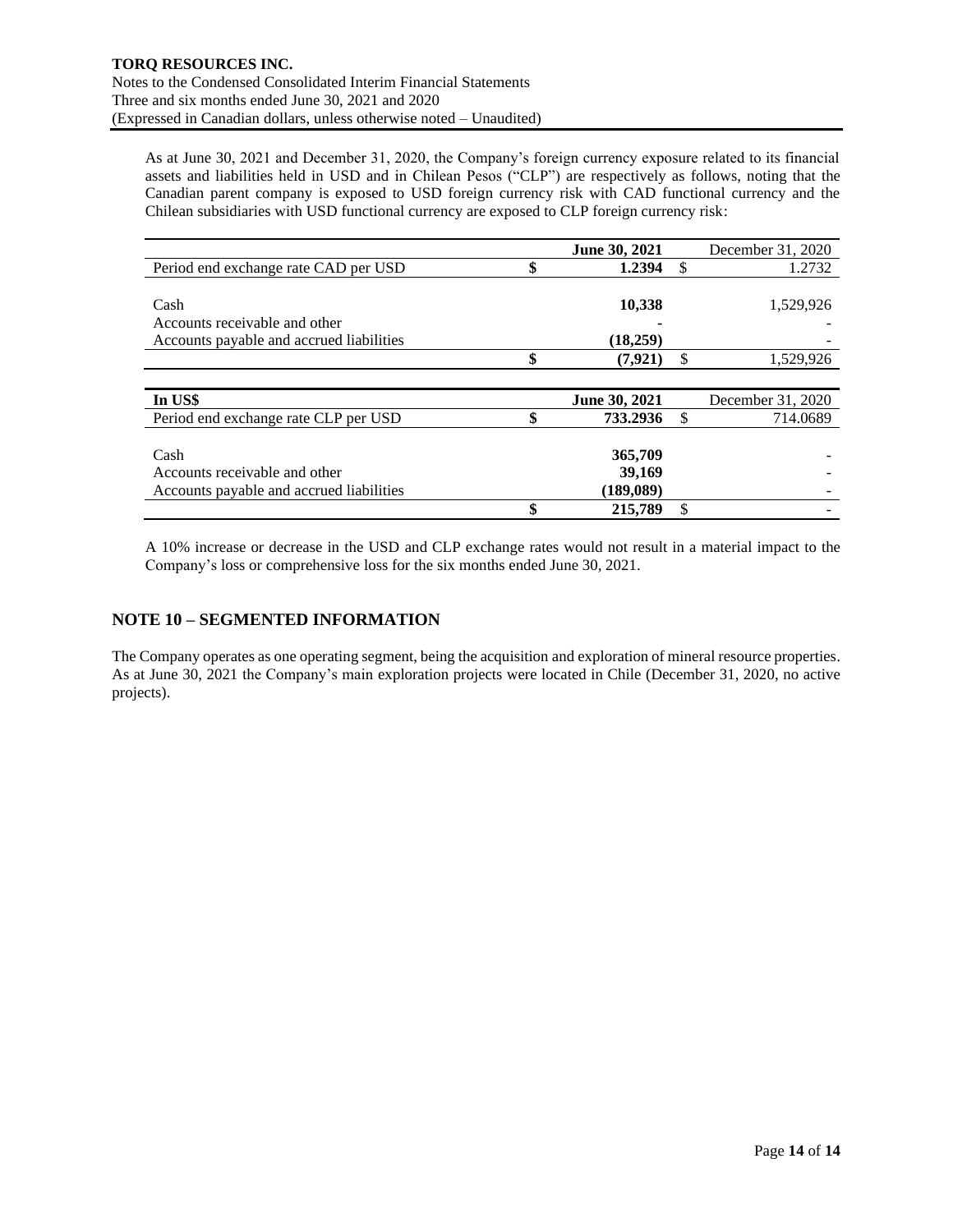As at June 30, 2021 and December 31, 2020, the Company's foreign currency exposure related to its financial assets and liabilities held in USD and in Chilean Pesos ("CLP") are respectively as follows, noting that the Canadian parent company is exposed to USD foreign currency risk with CAD functional currency and the Chilean subsidiaries with USD functional currency are exposed to CLP foreign currency risk:

| | June 30, 2021 | December 31, 2020 |
|---|---|---|
| Period end exchange rate CAD per USD | $ 1.2394 | $ 1.2732 |
| Cash | 10,338 | 1,529,926 |
| Accounts receivable and other | - | - |
| Accounts payable and accrued liabilities | (18,259) | - |
| | $ (7,921) | $ 1,529,926 |

| In US$ | June 30, 2021 | December 31, 2020 |
|---|---|---|
| Period end exchange rate CLP per USD | $ 733.2936 | $ 714.0689 |
| Cash | 365,709 | - |
| Accounts receivable and other | 39,169 | - |
| Accounts payable and accrued liabilities | (189,089) | - |
| | $ 215,789 | $ - |

A 10% increase or decrease in the USD and CLP exchange rates would not result in a material impact to the Company's loss or comprehensive loss for the six months ended June 30, 2021.

## NOTE 10 – SEGMENTED INFORMATION

The Company operates as one operating segment, being the acquisition and exploration of mineral resource properties. As at June 30, 2021 the Company's main exploration projects were located in Chile (December 31, 2020, no active projects).